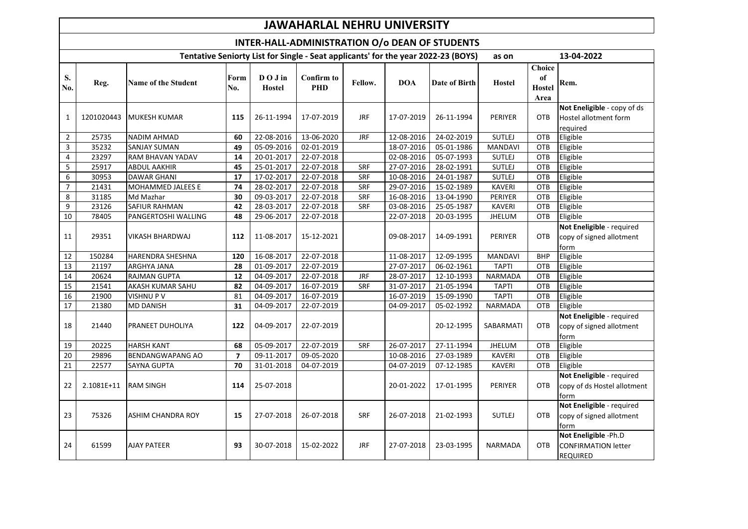# JAWAHARLAL NEHRU UNIVERSITY

## INTER-HALL-ADMINISTRATION O/o DEAN OF STUDENTS

### Tentative Seniorty List for Single - Seat applicants' for the year 2022-23 (BOYS) as on 13-04-2022

| S. No. | Reg. | Name of the Student | Form No. | D O J in Hostel | Confirm to PHD | Fellow. | DOA | Date of Birth | Hostel | Choice of Hostel Area | Rem. |
|---|---|---|---|---|---|---|---|---|---|---|---|
| 1 | 1201020443 | MUKESH KUMAR | **115** | 26-11-1994 | 17-07-2019 | JRF | 17-07-2019 | 26-11-1994 | PERIYER | OTB | **Not Eneligible** - copy of ds Hostel allotment form required |
| 2 | 25735 | NADIM AHMAD | 60 | 22-08-2016 | 13-06-2020 | JRF | 12-08-2016 | 24-02-2019 | SUTLEJ | OTB | Eligible |
| 3 | 35232 | SANJAY SUMAN | 49 | 05-09-2016 | 02-01-2019 | | 18-07-2016 | 05-01-1986 | MANDAVI | OTB | Eligible |
| 4 | 23297 | RAM BHAVAN YADAV | 14 | 20-01-2017 | 22-07-2018 | | 02-08-2016 | 05-07-1993 | SUTLEJ | OTB | Eligible |
| 5 | 25917 | ABDUL AAKHIR | 45 | 25-01-2017 | 22-07-2018 | SRF | 27-07-2016 | 28-02-1991 | SUTLEJ | OTB | Eligible |
| 6 | 30953 | DAWAR GHANI | 17 | 17-02-2017 | 22-07-2018 | SRF | 10-08-2016 | 24-01-1987 | SUTLEJ | OTB | Eligible |
| 7 | 21431 | MOHAMMED JALEES E | 74 | 28-02-2017 | 22-07-2018 | SRF | 29-07-2016 | 15-02-1989 | KAVERI | OTB | Eligible |
| 8 | 31185 | Md Mazhar | 30 | 09-03-2017 | 22-07-2018 | SRF | 16-08-2016 | 13-04-1990 | PERIYER | OTB | Eligible |
| 9 | 23126 | SAFIUR RAHMAN | 42 | 28-03-2017 | 22-07-2018 | SRF | 03-08-2016 | 25-05-1987 | KAVERI | OTB | Eligible |
| 10 | 78405 | PANGERTOSHI WALLING | 48 | 29-06-2017 | 22-07-2018 | | 22-07-2018 | 20-03-1995 | JHELUM | OTB | Eligible |
| 11 | 29351 | VIKASH BHARDWAJ | **112** | 11-08-2017 | 15-12-2021 | | 09-08-2017 | 14-09-1991 | PERIYER | OTB | **Not Eneligible** - required copy of signed allotment form |
| 12 | 150284 | HARENDRA SHESHNA | **120** | 16-08-2017 | 22-07-2018 | | 11-08-2017 | 12-09-1995 | MANDAVI | BHP | Eligible |
| 13 | 21197 | ARGHYA JANA | 28 | 01-09-2017 | 22-07-2019 | | 27-07-2017 | 06-02-1961 | TAPTI | OTB | Eligible |
| 14 | 20624 | RAJMAN GUPTA | 12 | 04-09-2017 | 22-07-2018 | JRF | 28-07-2017 | 12-10-1993 | NARMADA | OTB | Eligible |
| 15 | 21541 | AKASH KUMAR SAHU | 82 | 04-09-2017 | 16-07-2019 | SRF | 31-07-2017 | 21-05-1994 | TAPTI | OTB | Eligible |
| 16 | 21900 | VISHNU P V | 81 | 04-09-2017 | 16-07-2019 | | 16-07-2019 | 15-09-1990 | TAPTI | OTB | Eligible |
| 17 | 21380 | MD DANISH | 31 | 04-09-2017 | 22-07-2019 | | 04-09-2017 | 05-02-1992 | NARMADA | OTB | Eligible |
| 18 | 21440 | PRANEET DUHOLIYA | **122** | 04-09-2017 | 22-07-2019 | | | 20-12-1995 | SABARMATI | OTB | **Not Eneligible** - required copy of signed allotment form |
| 19 | 20225 | HARSH KANT | 68 | 05-09-2017 | 22-07-2019 | SRF | 26-07-2017 | 27-11-1994 | JHELUM | OTB | Eligible |
| 20 | 29896 | BENDANGWAPANG AO | **7** | 09-11-2017 | 09-05-2020 | | 10-08-2016 | 27-03-1989 | KAVERI | OTB | Eligible |
| 21 | 22577 | SAYNA GUPTA | 70 | 31-01-2018 | 04-07-2019 | | 04-07-2019 | 07-12-1985 | KAVERI | OTB | Eligible |
| 22 | 2.1081E+11 | RAM SINGH | 114 | 25-07-2018 | | | 20-01-2022 | 17-01-1995 | PERIYER | OTB | **Not Eneligible** - required copy of ds Hostel allotment form |
| 23 | 75326 | ASHIM CHANDRA ROY | 15 | 27-07-2018 | 26-07-2018 | SRF | 26-07-2018 | 21-02-1993 | SUTLEJ | OTB | **Not Eneligible** - required copy of signed allotment form |
| 24 | 61599 | AJAY PATEER | 93 | 30-07-2018 | 15-02-2022 | JRF | 27-07-2018 | 23-03-1995 | NARMADA | OTB | **Not Eneligible** -Ph.D CONFIRMATION letter REQUIRED |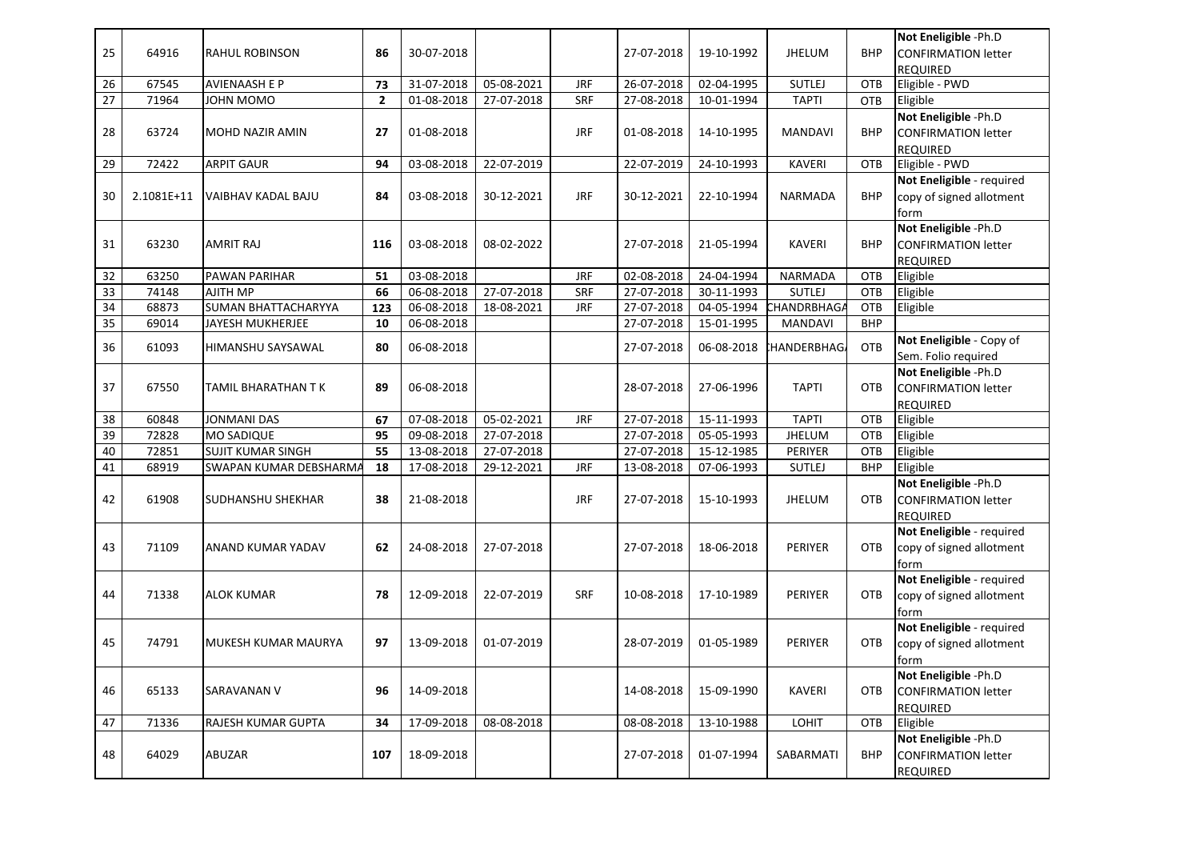| | | | | | | | | | | | |
|---|---|---|---|---|---|---|---|---|---|---|---|
| 25 | 64916 | RAHUL ROBINSON | **86** | 30-07-2018 | | | 27-07-2018 | 19-10-1992 | JHELUM | BHP | **Not Eneligible** -Ph.D CONFIRMATION letter REQUIRED |
| 26 | 67545 | AVIENAASH E P | **73** | 31-07-2018 | 05-08-2021 | JRF | 26-07-2018 | 02-04-1995 | SUTLEJ | OTB | Eligible - PWD |
| 27 | 71964 | JOHN MOMO | **2** | 01-08-2018 | 27-07-2018 | SRF | 27-08-2018 | 10-01-1994 | TAPTI | OTB | Eligible |
| 28 | 63724 | MOHD NAZIR AMIN | **27** | 01-08-2018 | | JRF | 01-08-2018 | 14-10-1995 | MANDAVI | BHP | **Not Eneligible** -Ph.D CONFIRMATION letter REQUIRED |
| 29 | 72422 | ARPIT GAUR | **94** | 03-08-2018 | 22-07-2019 | | 22-07-2019 | 24-10-1993 | KAVERI | OTB | Eligible - PWD |
| 30 | 2.1081E+11 | VAIBHAV KADAL BAJU | **84** | 03-08-2018 | 30-12-2021 | JRF | 30-12-2021 | 22-10-1994 | NARMADA | BHP | **Not Eneligible** - required copy of signed allotment form |
| 31 | 63230 | AMRIT RAJ | **116** | 03-08-2018 | 08-02-2022 | | 27-07-2018 | 21-05-1994 | KAVERI | BHP | **Not Eneligible** -Ph.D CONFIRMATION letter REQUIRED |
| 32 | 63250 | PAWAN PARIHAR | **51** | 03-08-2018 | | JRF | 02-08-2018 | 24-04-1994 | NARMADA | OTB | Eligible |
| 33 | 74148 | AJITH MP | **66** | 06-08-2018 | 27-07-2018 | SRF | 27-07-2018 | 30-11-1993 | SUTLEJ | OTB | Eligible |
| 34 | 68873 | SUMAN BHATTACHARYYA | **123** | 06-08-2018 | 18-08-2021 | JRF | 27-07-2018 | 04-05-1994 | CHANDRBHAGA | OTB | Eligible |
| 35 | 69014 | JAYESH MUKHERJEE | **10** | 06-08-2018 | | | 27-07-2018 | 15-01-1995 | MANDAVI | BHP | |
| 36 | 61093 | HIMANSHU SAYSAWAL | **80** | 06-08-2018 | | | 27-07-2018 | 06-08-2018 | HANDERBHAG | OTB | **Not Eneligible** - Copy of Sem. Folio required |
| 37 | 67550 | TAMIL BHARATHAN T K | **89** | 06-08-2018 | | | 28-07-2018 | 27-06-1996 | TAPTI | OTB | **Not Eneligible** -Ph.D CONFIRMATION letter REQUIRED |
| 38 | 60848 | JONMANI DAS | **67** | 07-08-2018 | 05-02-2021 | JRF | 27-07-2018 | 15-11-1993 | TAPTI | OTB | Eligible |
| 39 | 72828 | MO SADIQUE | **95** | 09-08-2018 | 27-07-2018 | | 27-07-2018 | 05-05-1993 | JHELUM | OTB | Eligible |
| 40 | 72851 | SUJIT KUMAR SINGH | **55** | 13-08-2018 | 27-07-2018 | | 27-07-2018 | 15-12-1985 | PERIYER | OTB | Eligible |
| 41 | 68919 | SWAPAN KUMAR DEBSHARMA | **18** | 17-08-2018 | 29-12-2021 | JRF | 13-08-2018 | 07-06-1993 | SUTLEJ | BHP | Eligible |
| 42 | 61908 | SUDHANSHU SHEKHAR | **38** | 21-08-2018 | | JRF | 27-07-2018 | 15-10-1993 | JHELUM | OTB | **Not Eneligible** -Ph.D CONFIRMATION letter REQUIRED |
| 43 | 71109 | ANAND KUMAR YADAV | **62** | 24-08-2018 | 27-07-2018 | | 27-07-2018 | 18-06-2018 | PERIYER | OTB | **Not Eneligible** - required copy of signed allotment form |
| 44 | 71338 | ALOK KUMAR | **78** | 12-09-2018 | 22-07-2019 | SRF | 10-08-2018 | 17-10-1989 | PERIYER | OTB | **Not Eneligible** - required copy of signed allotment form |
| 45 | 74791 | MUKESH KUMAR MAURYA | **97** | 13-09-2018 | 01-07-2019 | | 28-07-2019 | 01-05-1989 | PERIYER | OTB | **Not Eneligible** - required copy of signed allotment form |
| 46 | 65133 | SARAVANAN V | **96** | 14-09-2018 | | | 14-08-2018 | 15-09-1990 | KAVERI | OTB | **Not Eneligible** -Ph.D CONFIRMATION letter REQUIRED |
| 47 | 71336 | RAJESH KUMAR GUPTA | **34** | 17-09-2018 | 08-08-2018 | | 08-08-2018 | 13-10-1988 | LOHIT | OTB | Eligible |
| 48 | 64029 | ABUZAR | **107** | 18-09-2018 | | | 27-07-2018 | 01-07-1994 | SABARMATI | BHP | **Not Eneligible** -Ph.D CONFIRMATION letter REQUIRED |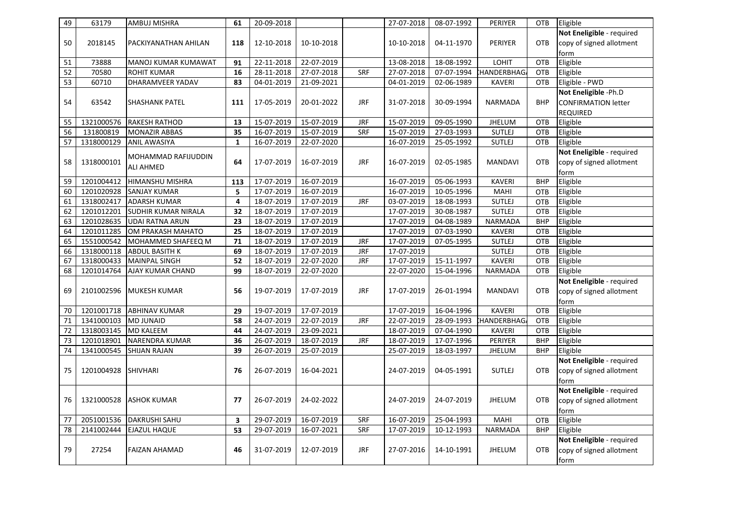| 49 | 63179 | AMBUJ MISHRA | 61 | 20-09-2018 | | | 27-07-2018 | 08-07-1992 | PERIYER | OTB | Eligible |
|---|---|---|---|---|---|---|---|---|---|---|---|
| 50 | 2018145 | PACKIYANATHAN AHILAN | 118 | 12-10-2018 | 10-10-2018 | | 10-10-2018 | 04-11-1970 | PERIYER | OTB | **Not Eneligible** - required copy of signed allotment form |
| 51 | 73888 | MANOJ KUMAR KUMAWAT | 91 | 22-11-2018 | 22-07-2019 | | 13-08-2018 | 18-08-1992 | LOHIT | OTB | Eligible |
| 52 | 70580 | ROHIT KUMAR | 16 | 28-11-2018 | 27-07-2018 | SRF | 27-07-2018 | 07-07-1994 | CHANDERBHAGA | OTB | Eligible |
| 53 | 60710 | DHARAMVEER YADAV | 83 | 04-01-2019 | 21-09-2021 | | 04-01-2019 | 02-06-1989 | KAVERI | OTB | Eligible - PWD |
| 54 | 63542 | SHASHANK PATEL | 111 | 17-05-2019 | 20-01-2022 | JRF | 31-07-2018 | 30-09-1994 | NARMADA | BHP | **Not Eneligible** -Ph.D CONFIRMATION letter REQUIRED |
| 55 | 1321000576 | RAKESH RATHOD | 13 | 15-07-2019 | 15-07-2019 | JRF | 15-07-2019 | 09-05-1990 | JHELUM | OTB | Eligible |
| 56 | 131800819 | MONAZIR ABBAS | 35 | 16-07-2019 | 15-07-2019 | SRF | 15-07-2019 | 27-03-1993 | SUTLEJ | OTB | Eligible |
| 57 | 1318000129 | ANIL AWASIYA | 1 | 16-07-2019 | 22-07-2020 | | 16-07-2019 | 25-05-1992 | SUTLEJ | OTB | Eligible |
| 58 | 1318000101 | MOHAMMAD RAFIJUDDIN ALI AHMED | 64 | 17-07-2019 | 16-07-2019 | JRF | 16-07-2019 | 02-05-1985 | MANDAVI | OTB | **Not Eneligible** - required copy of signed allotment form |
| 59 | 1201004412 | HIMANSHU MISHRA | 113 | 17-07-2019 | 16-07-2019 | | 16-07-2019 | 05-06-1993 | KAVERI | BHP | Eligible |
| 60 | 1201020928 | SANJAY KUMAR | 5 | 17-07-2019 | 16-07-2019 | | 16-07-2019 | 10-05-1996 | MAHI | OTB | Eligible |
| 61 | 1318002417 | ADARSH KUMAR | 4 | 18-07-2019 | 17-07-2019 | JRF | 03-07-2019 | 18-08-1993 | SUTLEJ | OTB | Eligible |
| 62 | 1201012201 | SUDHIR KUMAR NIRALA | 32 | 18-07-2019 | 17-07-2019 | | 17-07-2019 | 30-08-1987 | SUTLEJ | OTB | Eligible |
| 63 | 1201028635 | UDAI RATNA ARUN | 23 | 18-07-2019 | 17-07-2019 | | 17-07-2019 | 04-08-1989 | NARMADA | BHP | Eligible |
| 64 | 1201011285 | OM PRAKASH MAHATO | 25 | 18-07-2019 | 17-07-2019 | | 17-07-2019 | 07-03-1990 | KAVERI | OTB | Eligible |
| 65 | 1551000542 | MOHAMMED SHAFEEQ M | 71 | 18-07-2019 | 17-07-2019 | JRF | 17-07-2019 | 07-05-1995 | SUTLEJ | OTB | Eligible |
| 66 | 1318000118 | ABDUL BASITH K | 69 | 18-07-2019 | 17-07-2019 | JRF | 17-07-2019 | | SUTLEJ | OTB | Eligible |
| 67 | 1318000433 | MAINPAL SINGH | 52 | 18-07-2019 | 22-07-2020 | JRF | 17-07-2019 | 15-11-1997 | KAVERI | OTB | Eligible |
| 68 | 1201014764 | AJAY KUMAR CHAND | 99 | 18-07-2019 | 22-07-2020 | | 22-07-2020 | 15-04-1996 | NARMADA | OTB | Eligible |
| 69 | 2101002596 | MUKESH KUMAR | 56 | 19-07-2019 | 17-07-2019 | JRF | 17-07-2019 | 26-01-1994 | MANDAVI | OTB | **Not Eneligible** - required copy of signed allotment form |
| 70 | 1201001718 | ABHINAV KUMAR | 29 | 19-07-2019 | 17-07-2019 | | 17-07-2019 | 16-04-1996 | KAVERI | OTB | Eligible |
| 71 | 1341000103 | MD JUNAID | 58 | 24-07-2019 | 22-07-2019 | JRF | 22-07-2019 | 28-09-1993 | CHANDERBHAGA | OTB | Eligible |
| 72 | 1318003145 | MD KALEEM | 44 | 24-07-2019 | 23-09-2021 | | 18-07-2019 | 07-04-1990 | KAVERI | OTB | Eligible |
| 73 | 1201018901 | NARENDRA KUMAR | 36 | 26-07-2019 | 18-07-2019 | JRF | 18-07-2019 | 17-07-1996 | PERIYER | BHP | Eligible |
| 74 | 1341000545 | SHIJAN RAJAN | 39 | 26-07-2019 | 25-07-2019 | | 25-07-2019 | 18-03-1997 | JHELUM | BHP | Eligible |
| 75 | 1201004928 | SHIVHARI | 76 | 26-07-2019 | 16-04-2021 | | 24-07-2019 | 04-05-1991 | SUTLEJ | OTB | **Not Eneligible** - required copy of signed allotment form |
| 76 | 1321000528 | ASHOK KUMAR | 77 | 26-07-2019 | 24-02-2022 | | 24-07-2019 | 24-07-2019 | JHELUM | OTB | **Not Eneligible** - required copy of signed allotment form |
| 77 | 2051001536 | DAKRUSHI SAHU | 3 | 29-07-2019 | 16-07-2019 | SRF | 16-07-2019 | 25-04-1993 | MAHI | OTB | Eligible |
| 78 | 2141002444 | EJAZUL HAQUE | 53 | 29-07-2019 | 16-07-2021 | SRF | 17-07-2019 | 10-12-1993 | NARMADA | BHP | Eligible |
| 79 | 27254 | FAIZAN AHAMAD | 46 | 31-07-2019 | 12-07-2019 | JRF | 27-07-2016 | 14-10-1991 | JHELUM | OTB | **Not Eneligible** - required copy of signed allotment form |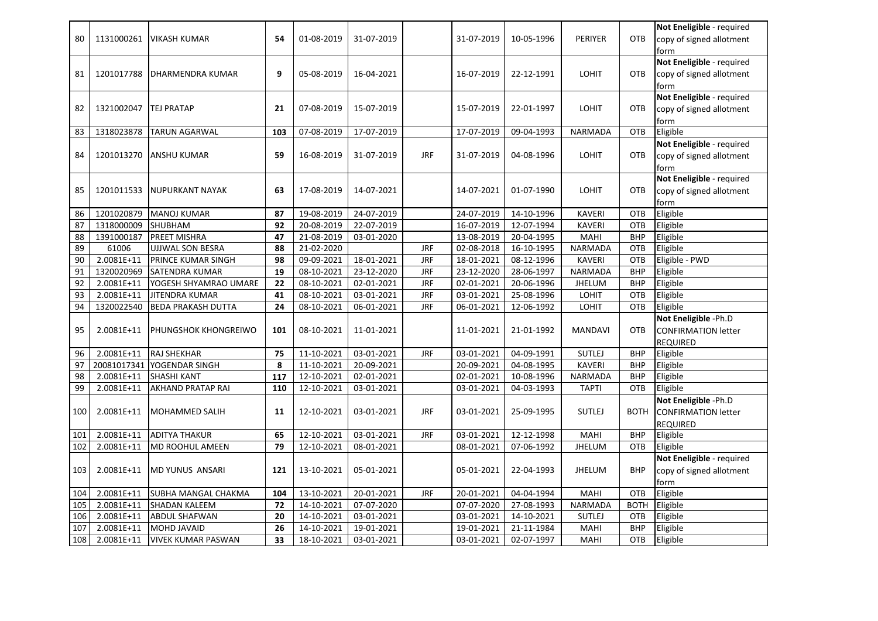| 80 | 1131000261 | VIKASH KUMAR | **54** | 01-08-2019 | 31-07-2019 | | 31-07-2019 | 10-05-1996 | PERIYER | OTB | **Not Eneligible** - required copy of signed allotment form |
|---|---|---|---|---|---|---|---|---|---|---|---|
| 81 | 1201017788 | DHARMENDRA KUMAR | **9** | 05-08-2019 | 16-04-2021 | | 16-07-2019 | 22-12-1991 | LOHIT | OTB | **Not Eneligible** - required copy of signed allotment form |
| 82 | 1321002047 | TEJ PRATAP | **21** | 07-08-2019 | 15-07-2019 | | 15-07-2019 | 22-01-1997 | LOHIT | OTB | **Not Eneligible** - required copy of signed allotment form |
| 83 | 1318023878 | TARUN AGARWAL | **103** | 07-08-2019 | 17-07-2019 | | 17-07-2019 | 09-04-1993 | NARMADA | OTB | Eligible |
| 84 | 1201013270 | ANSHU KUMAR | **59** | 16-08-2019 | 31-07-2019 | JRF | 31-07-2019 | 04-08-1996 | LOHIT | OTB | **Not Eneligible** - required copy of signed allotment form |
| 85 | 1201011533 | NUPURKANT NAYAK | **63** | 17-08-2019 | 14-07-2021 | | 14-07-2021 | 01-07-1990 | LOHIT | OTB | **Not Eneligible** - required copy of signed allotment form |
| 86 | 1201020879 | MANOJ KUMAR | **87** | 19-08-2019 | 24-07-2019 | | 24-07-2019 | 14-10-1996 | KAVERI | OTB | Eligible |
| 87 | 1318000009 | SHUBHAM | **92** | 20-08-2019 | 22-07-2019 | | 16-07-2019 | 12-07-1994 | KAVERI | OTB | Eligible |
| 88 | 1391000187 | PREET MISHRA | **47** | 21-08-2019 | 03-01-2020 | | 13-08-2019 | 20-04-1995 | MAHI | BHP | Eligible |
| 89 | 61006 | UJJWAL SON BESRA | **88** | 21-02-2020 | | JRF | 02-08-2018 | 16-10-1995 | NARMADA | OTB | Eligible |
| 90 | 2.0081E+11 | PRINCE KUMAR SINGH | **98** | 09-09-2021 | 18-01-2021 | JRF | 18-01-2021 | 08-12-1996 | KAVERI | OTB | Eligible - PWD |
| 91 | 1320020969 | SATENDRA KUMAR | **19** | 08-10-2021 | 23-12-2020 | JRF | 23-12-2020 | 28-06-1997 | NARMADA | BHP | Eligible |
| 92 | 2.0081E+11 | YOGESH SHYAMRAO UMARE | **22** | 08-10-2021 | 02-01-2021 | JRF | 02-01-2021 | 20-06-1996 | JHELUM | BHP | Eligible |
| 93 | 2.0081E+11 | JITENDRA KUMAR | **41** | 08-10-2021 | 03-01-2021 | JRF | 03-01-2021 | 25-08-1996 | LOHIT | OTB | Eligible |
| 94 | 1320022540 | BEDA PRAKASH DUTTA | **24** | 08-10-2021 | 06-01-2021 | JRF | 06-01-2021 | 12-06-1992 | LOHIT | OTB | Eligible |
| 95 | 2.0081E+11 | PHUNGSHOK KHONGREIWO | **101** | 08-10-2021 | 11-01-2021 | | 11-01-2021 | 21-01-1992 | MANDAVI | OTB | **Not Eneligible** -Ph.D CONFIRMATION letter REQUIRED |
| 96 | 2.0081E+11 | RAJ SHEKHAR | **75** | 11-10-2021 | 03-01-2021 | JRF | 03-01-2021 | 04-09-1991 | SUTLEJ | BHP | Eligible |
| 97 | 20081017341 | YOGENDAR SINGH | **8** | 11-10-2021 | 20-09-2021 | | 20-09-2021 | 04-08-1995 | KAVERI | BHP | Eligible |
| 98 | 2.0081E+11 | SHASHI KANT | **117** | 12-10-2021 | 02-01-2021 | | 02-01-2021 | 10-08-1996 | NARMADA | BHP | Eligible |
| 99 | 2.0081E+11 | AKHAND PRATAP RAI | **110** | 12-10-2021 | 03-01-2021 | | 03-01-2021 | 04-03-1993 | TAPTI | OTB | Eligible |
| 100 | 2.0081E+11 | MOHAMMED SALIH | **11** | 12-10-2021 | 03-01-2021 | JRF | 03-01-2021 | 25-09-1995 | SUTLEJ | BOTH | **Not Eneligible** -Ph.D CONFIRMATION letter REQUIRED |
| 101 | 2.0081E+11 | ADITYA THAKUR | **65** | 12-10-2021 | 03-01-2021 | JRF | 03-01-2021 | 12-12-1998 | MAHI | BHP | Eligible |
| 102 | 2.0081E+11 | MD ROOHUL AMEEN | **79** | 12-10-2021 | 08-01-2021 | | 08-01-2021 | 07-06-1992 | JHELUM | OTB | Eligible |
| 103 | 2.0081E+11 | MD YUNUS ANSARI | **121** | 13-10-2021 | 05-01-2021 | | 05-01-2021 | 22-04-1993 | JHELUM | BHP | **Not Eneligible** - required copy of signed allotment form |
| 104 | 2.0081E+11 | SUBHA MANGAL CHAKMA | **104** | 13-10-2021 | 20-01-2021 | JRF | 20-01-2021 | 04-04-1994 | MAHI | OTB | Eligible |
| 105 | 2.0081E+11 | SHADAN KALEEM | **72** | 14-10-2021 | 07-07-2020 | | 07-07-2020 | 27-08-1993 | NARMADA | BOTH | Eligible |
| 106 | 2.0081E+11 | ABDUL SHAFWAN | **20** | 14-10-2021 | 03-01-2021 | | 03-01-2021 | 14-10-2021 | SUTLEJ | OTB | Eligible |
| 107 | 2.0081E+11 | MOHD JAVAID | **26** | 14-10-2021 | 19-01-2021 | | 19-01-2021 | 21-11-1984 | MAHI | BHP | Eligible |
| 108 | 2.0081E+11 | VIVEK KUMAR PASWAN | **33** | 18-10-2021 | 03-01-2021 | | 03-01-2021 | 02-07-1997 | MAHI | OTB | Eligible |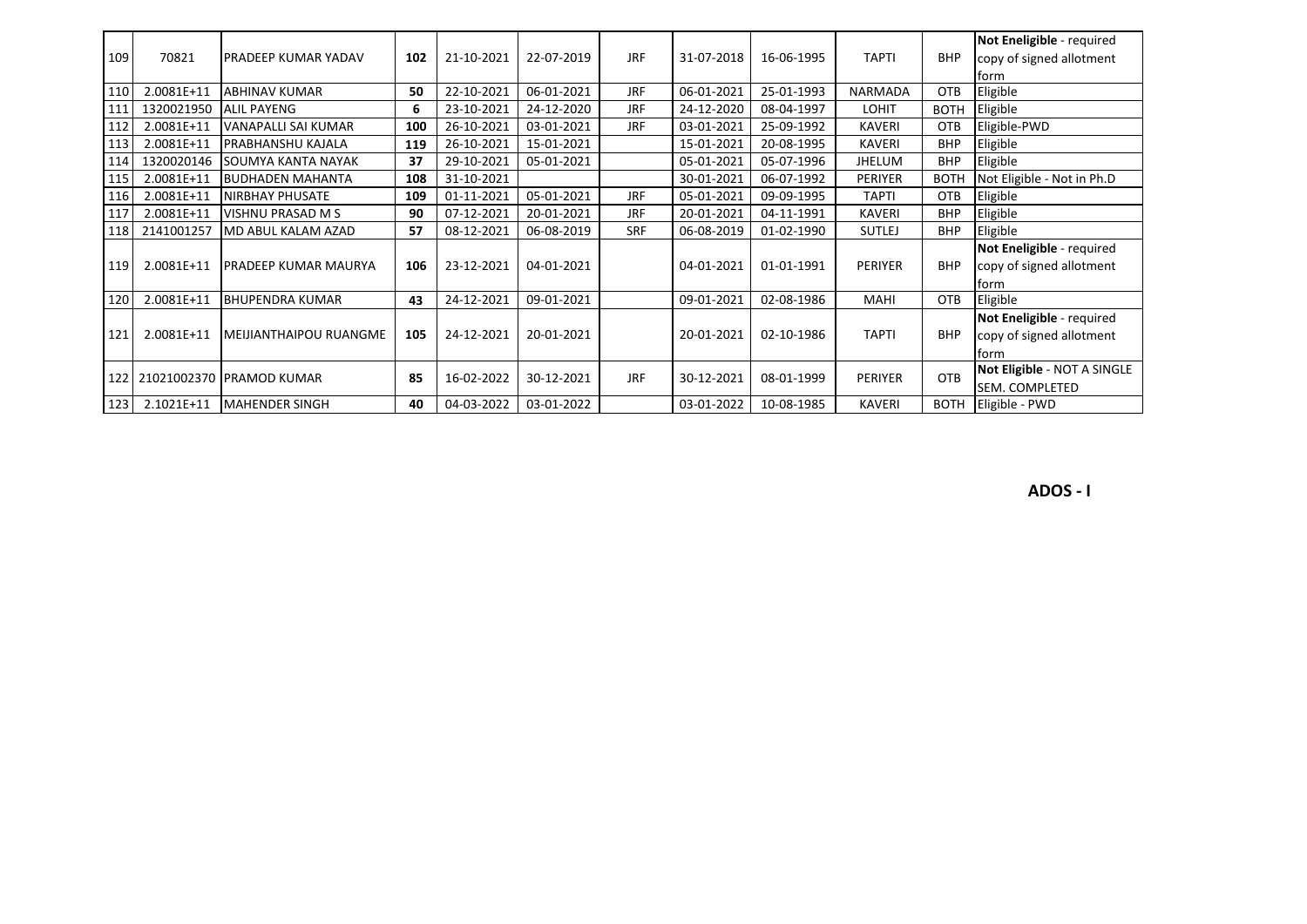| | | | | | | | | | | | |
|---|---|---|---|---|---|---|---|---|---|---|---|
| 109 | 70821 | PRADEEP KUMAR YADAV | 102 | 21-10-2021 | 22-07-2019 | JRF | 31-07-2018 | 16-06-1995 | TAPTI | BHP | **Not Eneligible** - required copy of signed allotment form |
| 110 | 2.0081E+11 | ABHINAV KUMAR | 50 | 22-10-2021 | 06-01-2021 | JRF | 06-01-2021 | 25-01-1993 | NARMADA | OTB | Eligible |
| 111 | 1320021950 | ALIL PAYENG | 6 | 23-10-2021 | 24-12-2020 | JRF | 24-12-2020 | 08-04-1997 | LOHIT | BOTH | Eligible |
| 112 | 2.0081E+11 | VANAPALLI SAI KUMAR | 100 | 26-10-2021 | 03-01-2021 | JRF | 03-01-2021 | 25-09-1992 | KAVERI | OTB | Eligible-PWD |
| 113 | 2.0081E+11 | PRABHANSHU KAJALA | 119 | 26-10-2021 | 15-01-2021 | JRF | 15-01-2021 | 20-08-1995 | KAVERI | BHP | Eligible |
| 114 | 1320020146 | SOUMYA KANTA NAYAK | 37 | 29-10-2021 | 05-01-2021 | | 05-01-2021 | 05-07-1996 | JHELUM | BHP | Eligible |
| 115 | 2.0081E+11 | BUDHADEN MAHANTA | 108 | 31-10-2021 | | | 30-01-2021 | 06-07-1992 | PERIYER | BOTH | Not Eligible - Not in Ph.D |
| 116 | 2.0081E+11 | NIRBHAY PHUSATE | 109 | 01-11-2021 | 05-01-2021 | JRF | 05-01-2021 | 09-09-1995 | TAPTI | OTB | Eligible |
| 117 | 2.0081E+11 | VISHNU PRASAD M S | 90 | 07-12-2021 | 20-01-2021 | JRF | 20-01-2021 | 04-11-1991 | KAVERI | BHP | Eligible |
| 118 | 2141001257 | MD ABUL KALAM AZAD | 57 | 08-12-2021 | 06-08-2019 | SRF | 06-08-2019 | 01-02-1990 | SUTLEJ | BHP | Eligible |
| 119 | 2.0081E+11 | PRADEEP KUMAR MAURYA | 106 | 23-12-2021 | 04-01-2021 | | 04-01-2021 | 01-01-1991 | PERIYER | BHP | **Not Eneligible** - required copy of signed allotment form |
| 120 | 2.0081E+11 | BHUPENDRA KUMAR | 43 | 24-12-2021 | 09-01-2021 | | 09-01-2021 | 02-08-1986 | MAHI | OTB | Eligible |
| 121 | 2.0081E+11 | MEIJIANTHAIPOU RUANGME | 105 | 24-12-2021 | 20-01-2021 | | 20-01-2021 | 02-10-1986 | TAPTI | BHP | **Not Eneligible** - required copy of signed allotment form |
| 122 | 21021002370 | PRAMOD KUMAR | 85 | 16-02-2022 | 30-12-2021 | JRF | 30-12-2021 | 08-01-1999 | PERIYER | OTB | **Not Eligible** - NOT A SINGLE SEM. COMPLETED |
| 123 | 2.1021E+11 | MAHENDER SINGH | 40 | 04-03-2022 | 03-01-2022 | | 03-01-2022 | 10-08-1985 | KAVERI | BOTH | Eligible - PWD |

**ADOS - I**